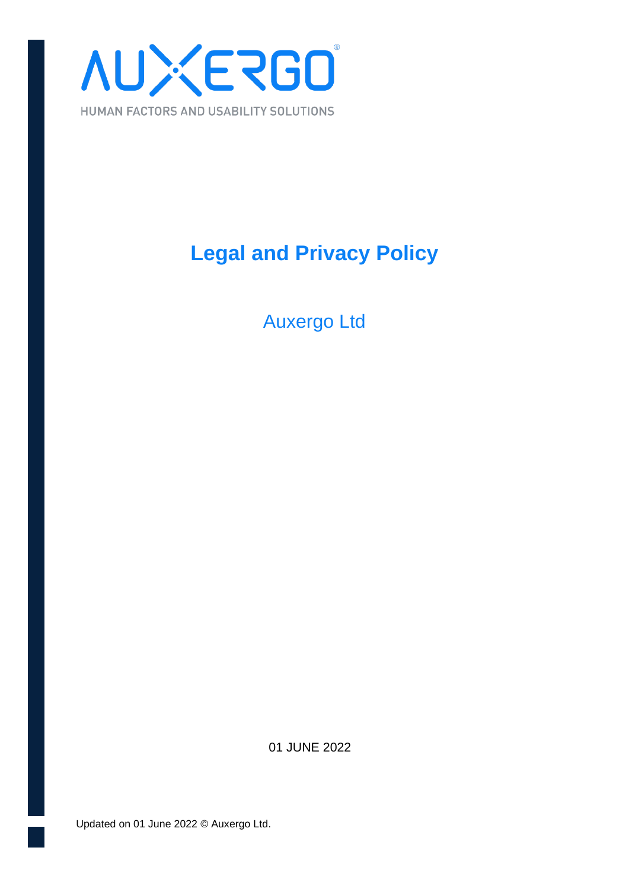AUXERGO®

HUMAN FACTORS AND USABILITY SOLUTIONS

# Legal and Privacy Policy

Auxergo Ltd

01 JUNE 2022

Updated on 01 June 2022 © Auxergo Ltd.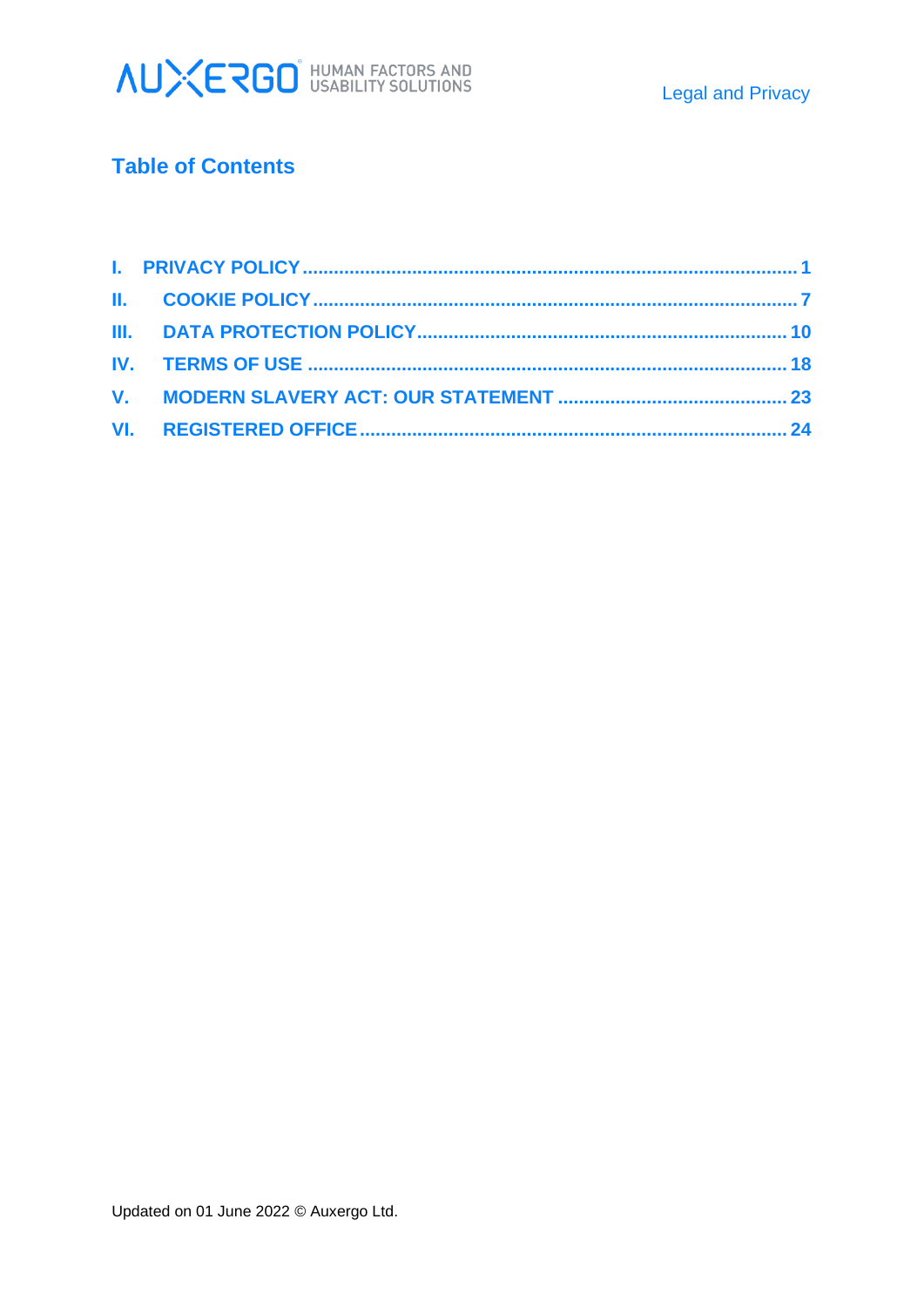## Table of Contents

I. PRIVACY POLICY ............................................................................................. 1
II. COOKIE POLICY ............................................................................................. 7
III. DATA PROTECTION POLICY ..................................................................... 10
IV. TERMS OF USE ........................................................................................... 18
V. MODERN SLAVERY ACT: OUR STATEMENT ............................................ 23
VI. REGISTERED OFFICE ................................................................................. 24

Updated on 01 June 2022 © Auxergo Ltd.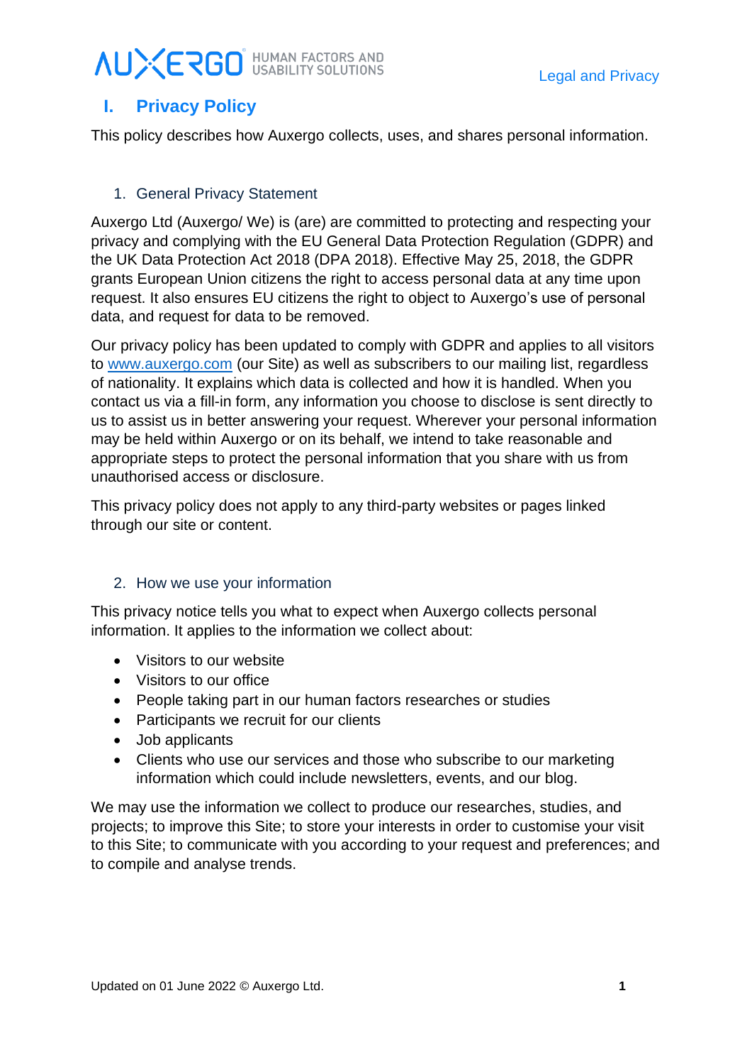# I. Privacy Policy

This policy describes how Auxergo collects, uses, and shares personal information.

## 1. General Privacy Statement

Auxergo Ltd (Auxergo/ We) is (are) are committed to protecting and respecting your privacy and complying with the EU General Data Protection Regulation (GDPR) and the UK Data Protection Act 2018 (DPA 2018). Effective May 25, 2018, the GDPR grants European Union citizens the right to access personal data at any time upon request. It also ensures EU citizens the right to object to Auxergo's use of personal data, and request for data to be removed.

Our privacy policy has been updated to comply with GDPR and applies to all visitors to www.auxergo.com (our Site) as well as subscribers to our mailing list, regardless of nationality. It explains which data is collected and how it is handled. When you contact us via a fill-in form, any information you choose to disclose is sent directly to us to assist us in better answering your request. Wherever your personal information may be held within Auxergo or on its behalf, we intend to take reasonable and appropriate steps to protect the personal information that you share with us from unauthorised access or disclosure.

This privacy policy does not apply to any third-party websites or pages linked through our site or content.

## 2. How we use your information

This privacy notice tells you what to expect when Auxergo collects personal information. It applies to the information we collect about:

- Visitors to our website
- Visitors to our office
- People taking part in our human factors researches or studies
- Participants we recruit for our clients
- Job applicants
- Clients who use our services and those who subscribe to our marketing information which could include newsletters, events, and our blog.

We may use the information we collect to produce our researches, studies, and projects; to improve this Site; to store your interests in order to customise your visit to this Site; to communicate with you according to your request and preferences; and to compile and analyse trends.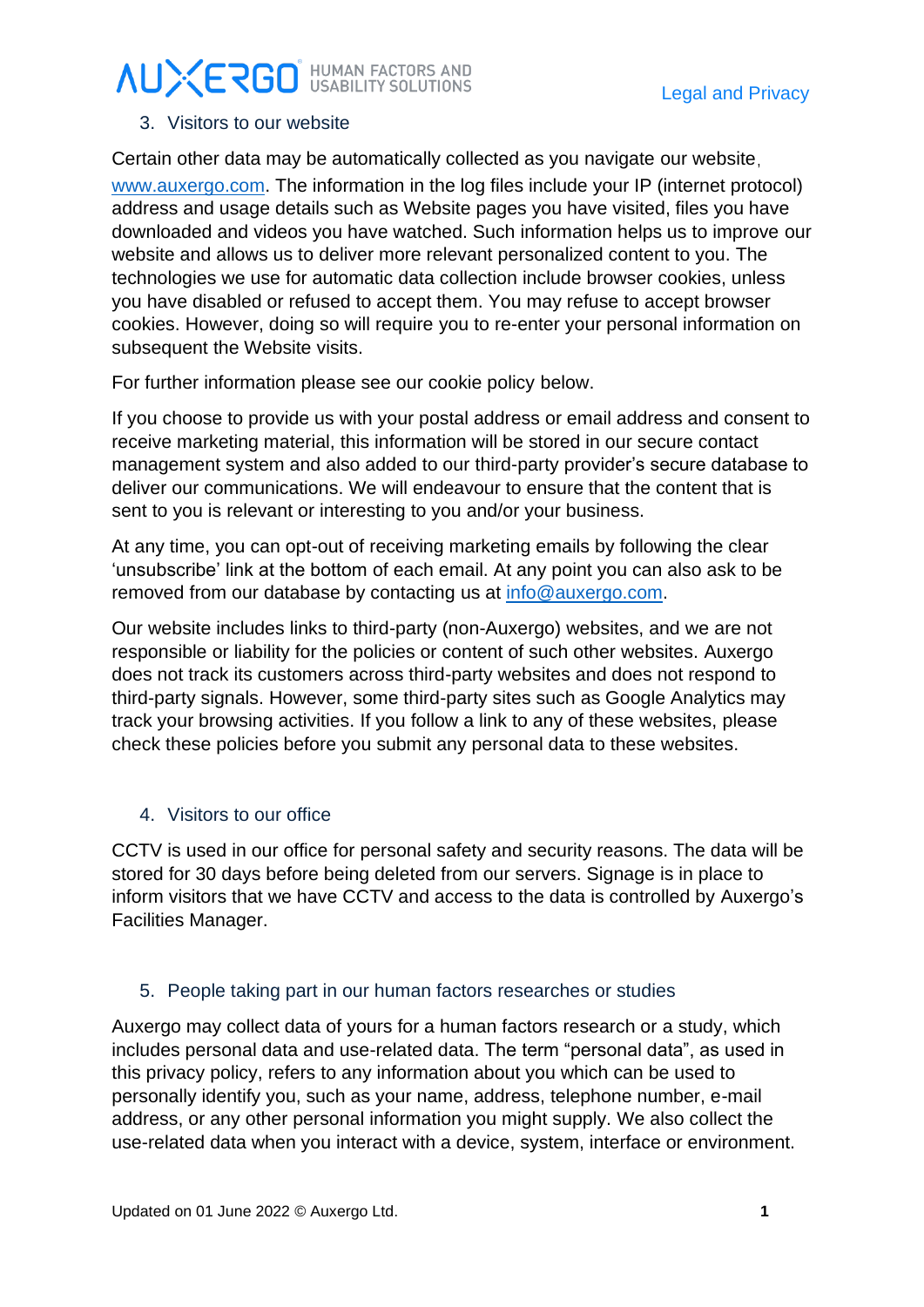## 3. Visitors to our website

Certain other data may be automatically collected as you navigate our website, www.auxergo.com. The information in the log files include your IP (internet protocol) address and usage details such as Website pages you have visited, files you have downloaded and videos you have watched. Such information helps us to improve our website and allows us to deliver more relevant personalized content to you. The technologies we use for automatic data collection include browser cookies, unless you have disabled or refused to accept them. You may refuse to accept browser cookies. However, doing so will require you to re-enter your personal information on subsequent the Website visits.

For further information please see our cookie policy below.

If you choose to provide us with your postal address or email address and consent to receive marketing material, this information will be stored in our secure contact management system and also added to our third-party provider's secure database to deliver our communications. We will endeavour to ensure that the content that is sent to you is relevant or interesting to you and/or your business.

At any time, you can opt-out of receiving marketing emails by following the clear 'unsubscribe' link at the bottom of each email. At any point you can also ask to be removed from our database by contacting us at info@auxergo.com.

Our website includes links to third-party (non-Auxergo) websites, and we are not responsible or liability for the policies or content of such other websites. Auxergo does not track its customers across third-party websites and does not respond to third-party signals. However, some third-party sites such as Google Analytics may track your browsing activities. If you follow a link to any of these websites, please check these policies before you submit any personal data to these websites.

## 4. Visitors to our office

CCTV is used in our office for personal safety and security reasons. The data will be stored for 30 days before being deleted from our servers. Signage is in place to inform visitors that we have CCTV and access to the data is controlled by Auxergo's Facilities Manager.

## 5. People taking part in our human factors researches or studies

Auxergo may collect data of yours for a human factors research or a study, which includes personal data and use-related data. The term "personal data", as used in this privacy policy, refers to any information about you which can be used to personally identify you, such as your name, address, telephone number, e-mail address, or any other personal information you might supply. We also collect the use-related data when you interact with a device, system, interface or environment.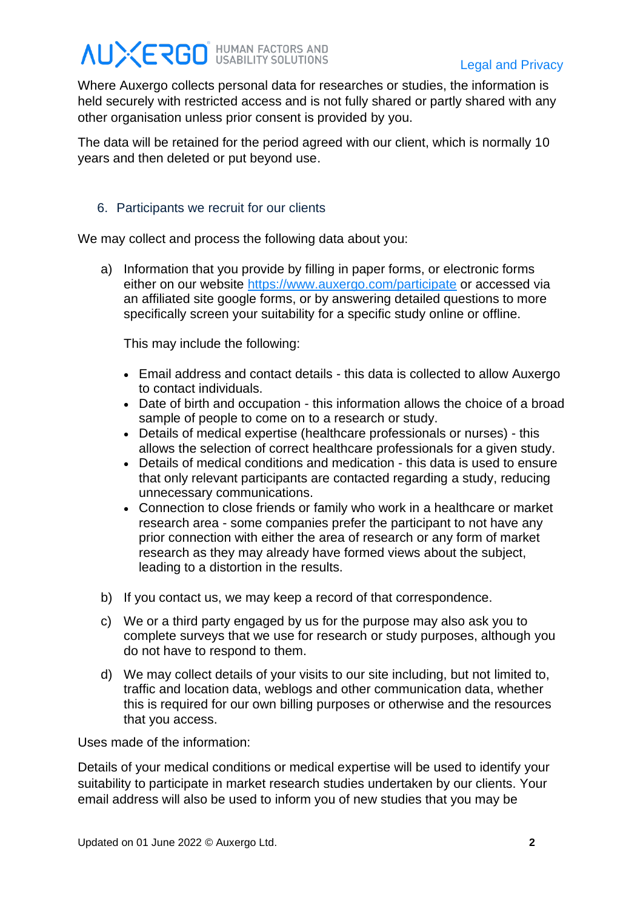Where Auxergo collects personal data for researches or studies, the information is held securely with restricted access and is not fully shared or partly shared with any other organisation unless prior consent is provided by you.

The data will be retained for the period agreed with our client, which is normally 10 years and then deleted or put beyond use.

## 6. Participants we recruit for our clients

We may collect and process the following data about you:

a) Information that you provide by filling in paper forms, or electronic forms either on our website [https://www.auxergo.com/participate](https://www.auxergo.com/participate) or accessed via an affiliated site google forms, or by answering detailed questions to more specifically screen your suitability for a specific study online or offline.

   This may include the following:

   - Email address and contact details - this data is collected to allow Auxergo to contact individuals.
   - Date of birth and occupation - this information allows the choice of a broad sample of people to come on to a research or study.
   - Details of medical expertise (healthcare professionals or nurses) - this allows the selection of correct healthcare professionals for a given study.
   - Details of medical conditions and medication - this data is used to ensure that only relevant participants are contacted regarding a study, reducing unnecessary communications.
   - Connection to close friends or family who work in a healthcare or market research area - some companies prefer the participant to not have any prior connection with either the area of research or any form of market research as they may already have formed views about the subject, leading to a distortion in the results.

b) If you contact us, we may keep a record of that correspondence.

c) We or a third party engaged by us for the purpose may also ask you to complete surveys that we use for research or study purposes, although you do not have to respond to them.

d) We may collect details of your visits to our site including, but not limited to, traffic and location data, weblogs and other communication data, whether this is required for our own billing purposes or otherwise and the resources that you access.

Uses made of the information:

Details of your medical conditions or medical expertise will be used to identify your suitability to participate in market research studies undertaken by our clients. Your email address will also be used to inform you of new studies that you may be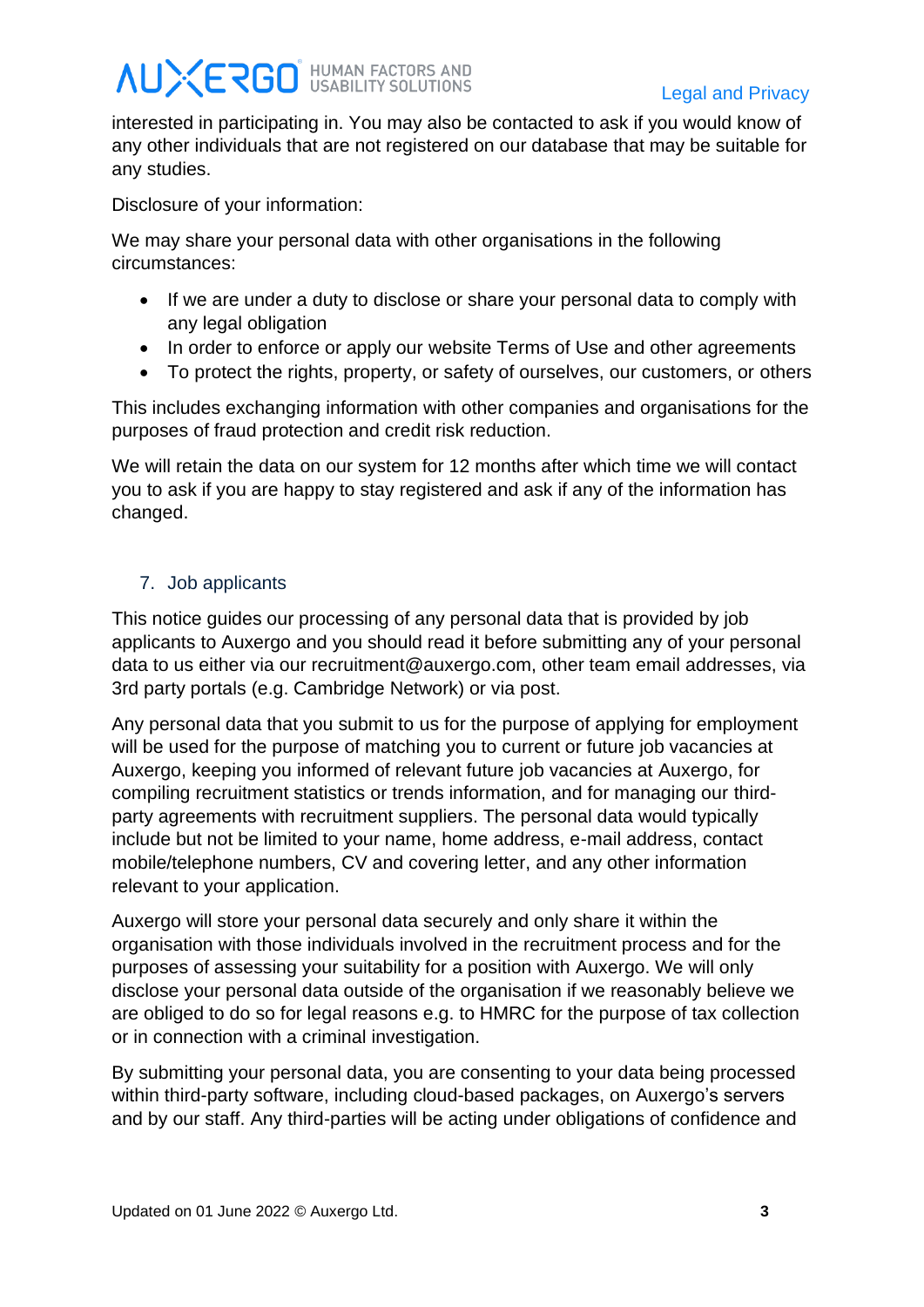interested in participating in. You may also be contacted to ask if you would know of any other individuals that are not registered on our database that may be suitable for any studies.

Disclosure of your information:

We may share your personal data with other organisations in the following circumstances:

- If we are under a duty to disclose or share your personal data to comply with any legal obligation
- In order to enforce or apply our website Terms of Use and other agreements
- To protect the rights, property, or safety of ourselves, our customers, or others

This includes exchanging information with other companies and organisations for the purposes of fraud protection and credit risk reduction.

We will retain the data on our system for 12 months after which time we will contact you to ask if you are happy to stay registered and ask if any of the information has changed.

## 7. Job applicants

This notice guides our processing of any personal data that is provided by job applicants to Auxergo and you should read it before submitting any of your personal data to us either via our recruitment@auxergo.com, other team email addresses, via 3rd party portals (e.g. Cambridge Network) or via post.

Any personal data that you submit to us for the purpose of applying for employment will be used for the purpose of matching you to current or future job vacancies at Auxergo, keeping you informed of relevant future job vacancies at Auxergo, for compiling recruitment statistics or trends information, and for managing our third-party agreements with recruitment suppliers. The personal data would typically include but not be limited to your name, home address, e-mail address, contact mobile/telephone numbers, CV and covering letter, and any other information relevant to your application.

Auxergo will store your personal data securely and only share it within the organisation with those individuals involved in the recruitment process and for the purposes of assessing your suitability for a position with Auxergo. We will only disclose your personal data outside of the organisation if we reasonably believe we are obliged to do so for legal reasons e.g. to HMRC for the purpose of tax collection or in connection with a criminal investigation.

By submitting your personal data, you are consenting to your data being processed within third-party software, including cloud-based packages, on Auxergo's servers and by our staff. Any third-parties will be acting under obligations of confidence and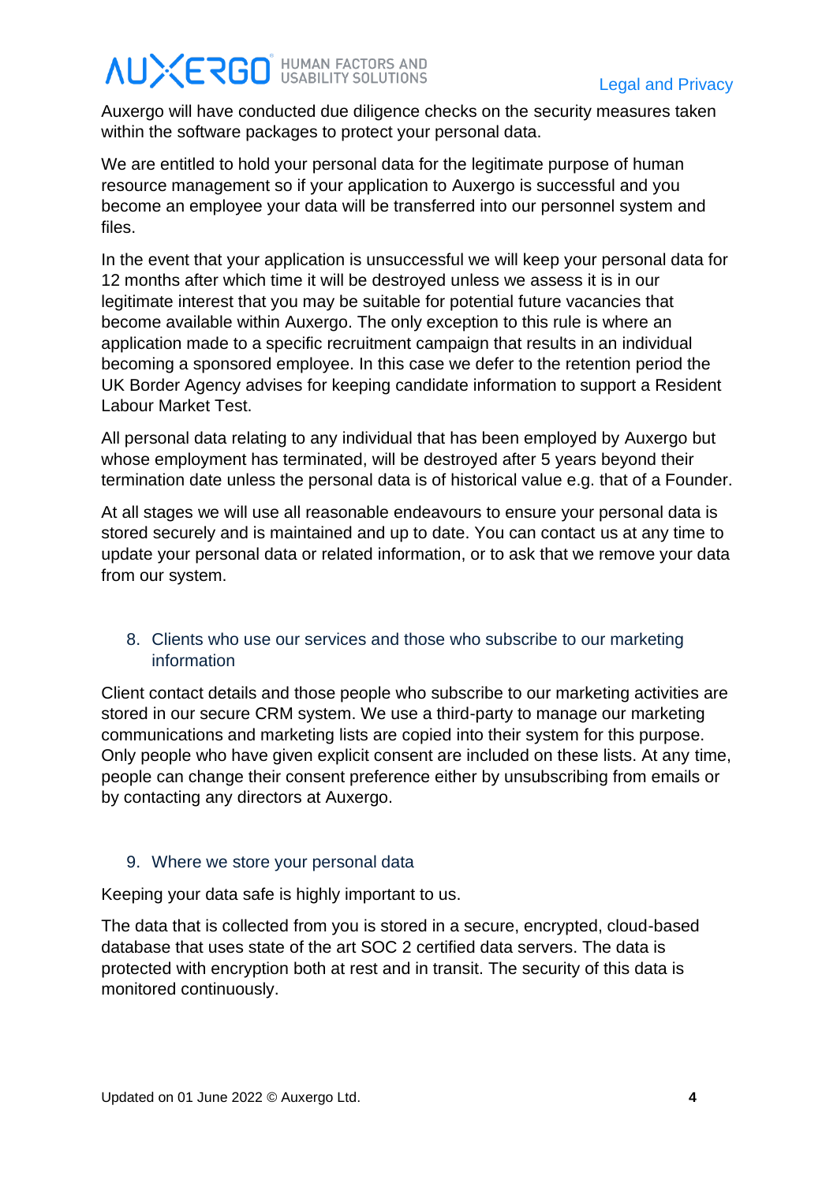Auxergo will have conducted due diligence checks on the security measures taken within the software packages to protect your personal data.

We are entitled to hold your personal data for the legitimate purpose of human resource management so if your application to Auxergo is successful and you become an employee your data will be transferred into our personnel system and files.

In the event that your application is unsuccessful we will keep your personal data for 12 months after which time it will be destroyed unless we assess it is in our legitimate interest that you may be suitable for potential future vacancies that become available within Auxergo. The only exception to this rule is where an application made to a specific recruitment campaign that results in an individual becoming a sponsored employee. In this case we defer to the retention period the UK Border Agency advises for keeping candidate information to support a Resident Labour Market Test.

All personal data relating to any individual that has been employed by Auxergo but whose employment has terminated, will be destroyed after 5 years beyond their termination date unless the personal data is of historical value e.g. that of a Founder.

At all stages we will use all reasonable endeavours to ensure your personal data is stored securely and is maintained and up to date. You can contact us at any time to update your personal data or related information, or to ask that we remove your data from our system.

## 8. Clients who use our services and those who subscribe to our marketing information

Client contact details and those people who subscribe to our marketing activities are stored in our secure CRM system. We use a third-party to manage our marketing communications and marketing lists are copied into their system for this purpose. Only people who have given explicit consent are included on these lists. At any time, people can change their consent preference either by unsubscribing from emails or by contacting any directors at Auxergo.

## 9. Where we store your personal data

Keeping your data safe is highly important to us.

The data that is collected from you is stored in a secure, encrypted, cloud-based database that uses state of the art SOC 2 certified data servers. The data is protected with encryption both at rest and in transit. The security of this data is monitored continuously.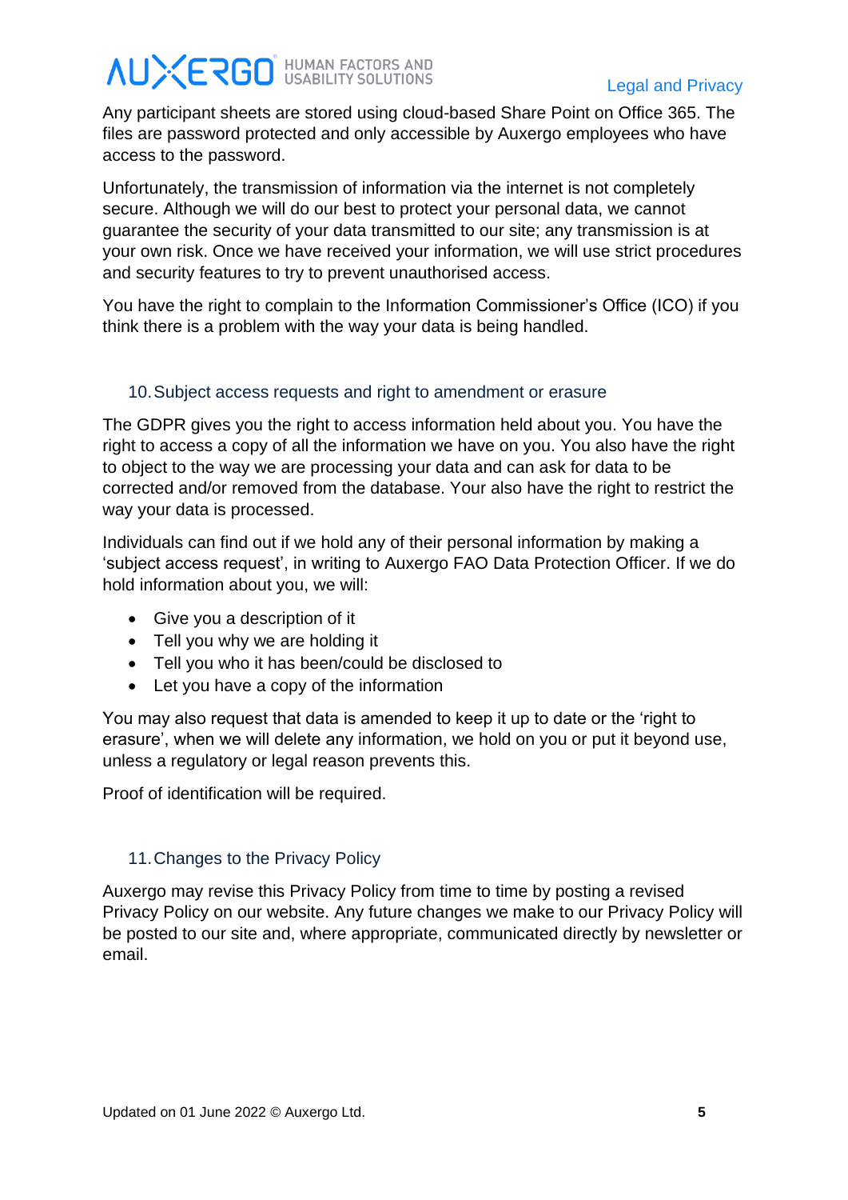Any participant sheets are stored using cloud-based Share Point on Office 365. The files are password protected and only accessible by Auxergo employees who have access to the password.

Unfortunately, the transmission of information via the internet is not completely secure. Although we will do our best to protect your personal data, we cannot guarantee the security of your data transmitted to our site; any transmission is at your own risk. Once we have received your information, we will use strict procedures and security features to try to prevent unauthorised access.

You have the right to complain to the Information Commissioner's Office (ICO) if you think there is a problem with the way your data is being handled.

## 10. Subject access requests and right to amendment or erasure

The GDPR gives you the right to access information held about you. You have the right to access a copy of all the information we have on you. You also have the right to object to the way we are processing your data and can ask for data to be corrected and/or removed from the database. Your also have the right to restrict the way your data is processed.

Individuals can find out if we hold any of their personal information by making a 'subject access request', in writing to Auxergo FAO Data Protection Officer. If we do hold information about you, we will:

- Give you a description of it
- Tell you why we are holding it
- Tell you who it has been/could be disclosed to
- Let you have a copy of the information

You may also request that data is amended to keep it up to date or the 'right to erasure', when we will delete any information, we hold on you or put it beyond use, unless a regulatory or legal reason prevents this.

Proof of identification will be required.

## 11. Changes to the Privacy Policy

Auxergo may revise this Privacy Policy from time to time by posting a revised Privacy Policy on our website. Any future changes we make to our Privacy Policy will be posted to our site and, where appropriate, communicated directly by newsletter or email.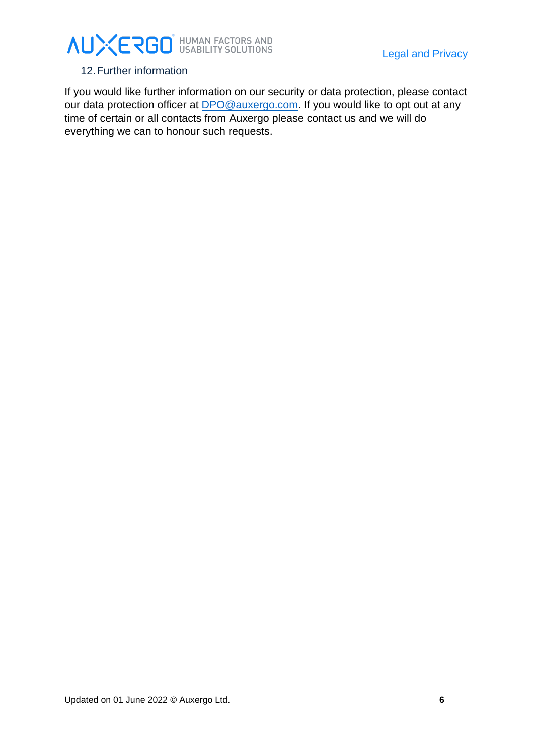## 12. Further information

If you would like further information on our security or data protection, please contact our data protection officer at DPO@auxergo.com. If you would like to opt out at any time of certain or all contacts from Auxergo please contact us and we will do everything we can to honour such requests.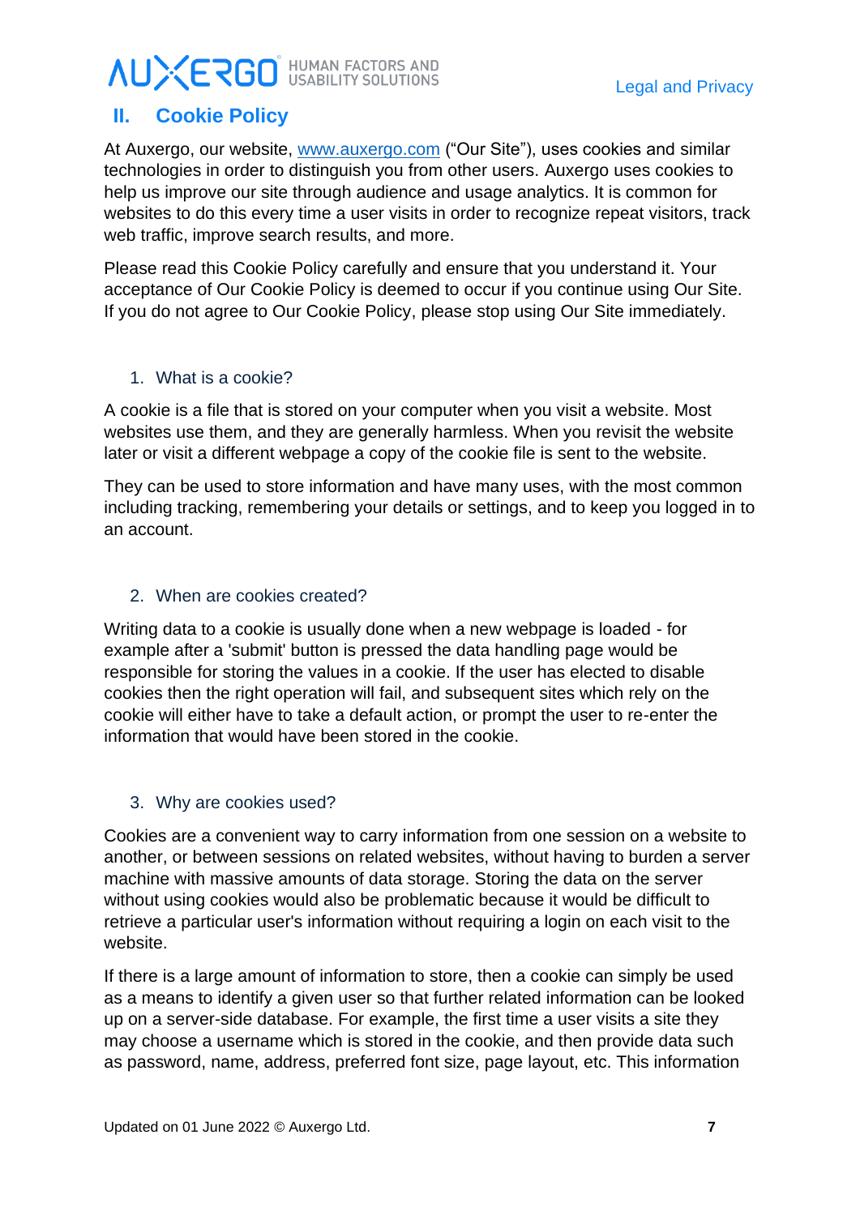## II. Cookie Policy

At Auxergo, our website, [www.auxergo.com](http://www.auxergo.com) ("Our Site"), uses cookies and similar technologies in order to distinguish you from other users. Auxergo uses cookies to help us improve our site through audience and usage analytics. It is common for websites to do this every time a user visits in order to recognize repeat visitors, track web traffic, improve search results, and more.

Please read this Cookie Policy carefully and ensure that you understand it. Your acceptance of Our Cookie Policy is deemed to occur if you continue using Our Site. If you do not agree to Our Cookie Policy, please stop using Our Site immediately.

### 1. What is a cookie?

A cookie is a file that is stored on your computer when you visit a website. Most websites use them, and they are generally harmless. When you revisit the website later or visit a different webpage a copy of the cookie file is sent to the website.

They can be used to store information and have many uses, with the most common including tracking, remembering your details or settings, and to keep you logged in to an account.

### 2. When are cookies created?

Writing data to a cookie is usually done when a new webpage is loaded - for example after a 'submit' button is pressed the data handling page would be responsible for storing the values in a cookie. If the user has elected to disable cookies then the right operation will fail, and subsequent sites which rely on the cookie will either have to take a default action, or prompt the user to re-enter the information that would have been stored in the cookie.

### 3. Why are cookies used?

Cookies are a convenient way to carry information from one session on a website to another, or between sessions on related websites, without having to burden a server machine with massive amounts of data storage. Storing the data on the server without using cookies would also be problematic because it would be difficult to retrieve a particular user's information without requiring a login on each visit to the website.

If there is a large amount of information to store, then a cookie can simply be used as a means to identify a given user so that further related information can be looked up on a server-side database. For example, the first time a user visits a site they may choose a username which is stored in the cookie, and then provide data such as password, name, address, preferred font size, page layout, etc. This information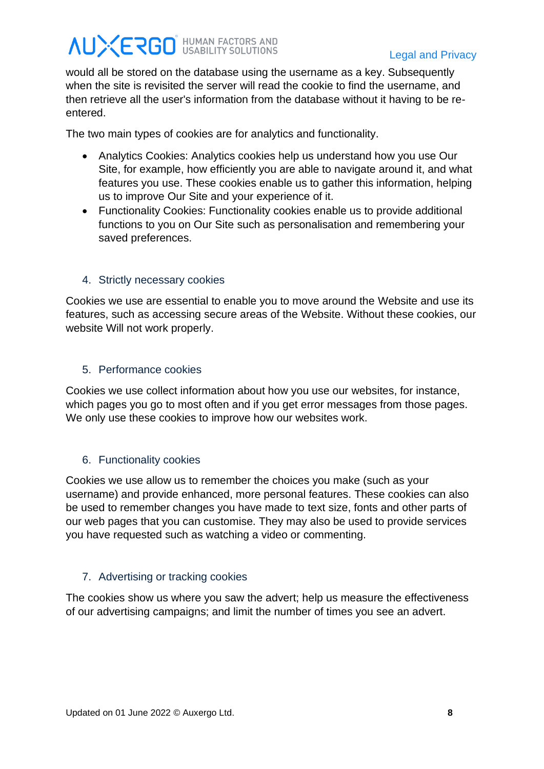would all be stored on the database using the username as a key. Subsequently when the site is revisited the server will read the cookie to find the username, and then retrieve all the user's information from the database without it having to be re-entered.

The two main types of cookies are for analytics and functionality.

- Analytics Cookies: Analytics cookies help us understand how you use Our Site, for example, how efficiently you are able to navigate around it, and what features you use. These cookies enable us to gather this information, helping us to improve Our Site and your experience of it.
- Functionality Cookies: Functionality cookies enable us to provide additional functions to you on Our Site such as personalisation and remembering your saved preferences.

## 4. Strictly necessary cookies

Cookies we use are essential to enable you to move around the Website and use its features, such as accessing secure areas of the Website. Without these cookies, our website Will not work properly.

## 5. Performance cookies

Cookies we use collect information about how you use our websites, for instance, which pages you go to most often and if you get error messages from those pages. We only use these cookies to improve how our websites work.

## 6. Functionality cookies

Cookies we use allow us to remember the choices you make (such as your username) and provide enhanced, more personal features. These cookies can also be used to remember changes you have made to text size, fonts and other parts of our web pages that you can customise. They may also be used to provide services you have requested such as watching a video or commenting.

## 7. Advertising or tracking cookies

The cookies show us where you saw the advert; help us measure the effectiveness of our advertising campaigns; and limit the number of times you see an advert.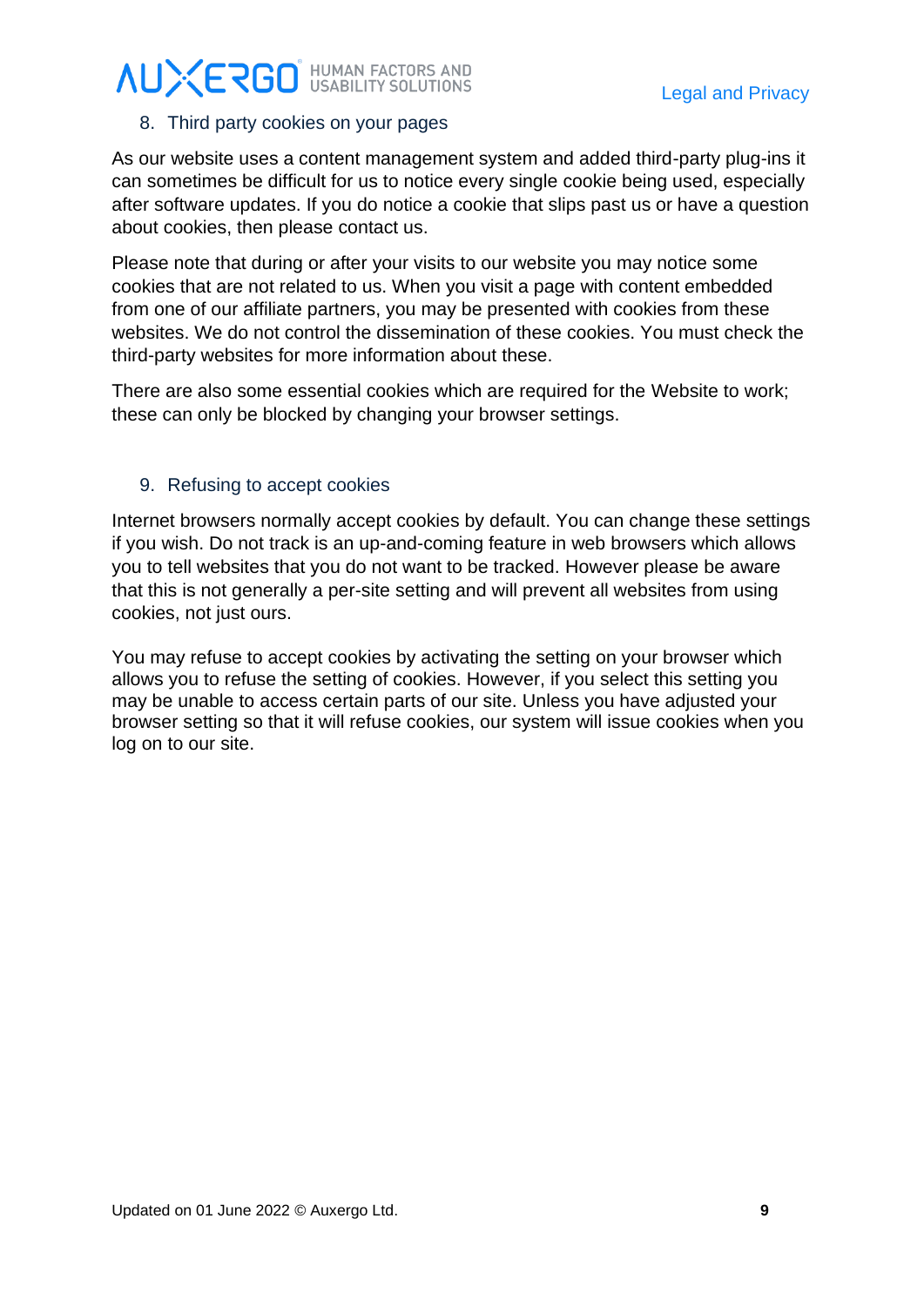## 8. Third party cookies on your pages

As our website uses a content management system and added third-party plug-ins it can sometimes be difficult for us to notice every single cookie being used, especially after software updates. If you do notice a cookie that slips past us or have a question about cookies, then please contact us.

Please note that during or after your visits to our website you may notice some cookies that are not related to us. When you visit a page with content embedded from one of our affiliate partners, you may be presented with cookies from these websites. We do not control the dissemination of these cookies. You must check the third-party websites for more information about these.

There are also some essential cookies which are required for the Website to work; these can only be blocked by changing your browser settings.

## 9. Refusing to accept cookies

Internet browsers normally accept cookies by default. You can change these settings if you wish. Do not track is an up-and-coming feature in web browsers which allows you to tell websites that you do not want to be tracked. However please be aware that this is not generally a per-site setting and will prevent all websites from using cookies, not just ours.

You may refuse to accept cookies by activating the setting on your browser which allows you to refuse the setting of cookies. However, if you select this setting you may be unable to access certain parts of our site. Unless you have adjusted your browser setting so that it will refuse cookies, our system will issue cookies when you log on to our site.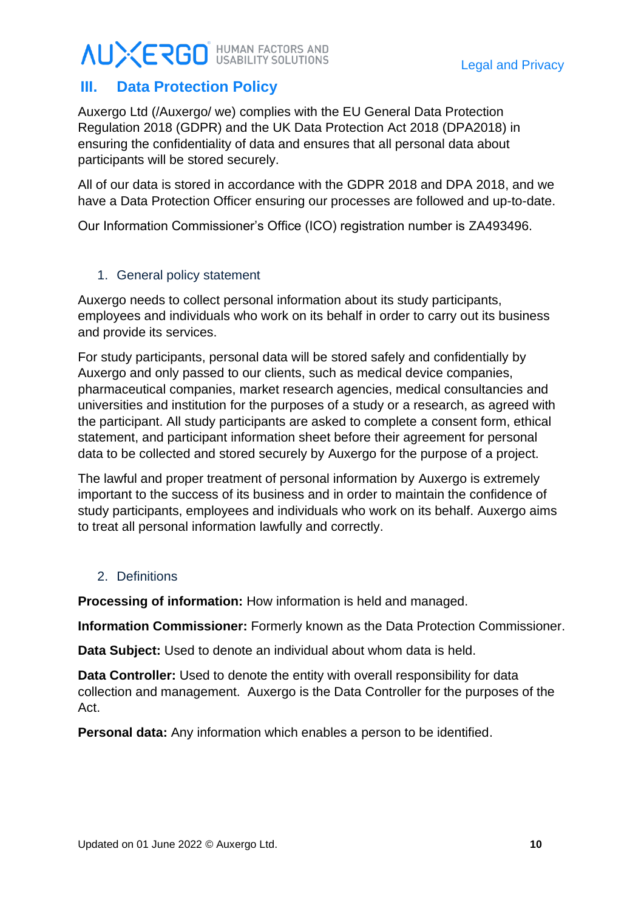## III. Data Protection Policy

Auxergo Ltd (/Auxergo/ we) complies with the EU General Data Protection Regulation 2018 (GDPR) and the UK Data Protection Act 2018 (DPA2018) in ensuring the confidentiality of data and ensures that all personal data about participants will be stored securely.

All of our data is stored in accordance with the GDPR 2018 and DPA 2018, and we have a Data Protection Officer ensuring our processes are followed and up-to-date.

Our Information Commissioner's Office (ICO) registration number is ZA493496.

### 1. General policy statement

Auxergo needs to collect personal information about its study participants, employees and individuals who work on its behalf in order to carry out its business and provide its services.

For study participants, personal data will be stored safely and confidentially by Auxergo and only passed to our clients, such as medical device companies, pharmaceutical companies, market research agencies, medical consultancies and universities and institution for the purposes of a study or a research, as agreed with the participant. All study participants are asked to complete a consent form, ethical statement, and participant information sheet before their agreement for personal data to be collected and stored securely by Auxergo for the purpose of a project.

The lawful and proper treatment of personal information by Auxergo is extremely important to the success of its business and in order to maintain the confidence of study participants, employees and individuals who work on its behalf. Auxergo aims to treat all personal information lawfully and correctly.

### 2. Definitions

**Processing of information:** How information is held and managed.

**Information Commissioner:** Formerly known as the Data Protection Commissioner.

**Data Subject:** Used to denote an individual about whom data is held.

**Data Controller:** Used to denote the entity with overall responsibility for data collection and management. Auxergo is the Data Controller for the purposes of the Act.

**Personal data:** Any information which enables a person to be identified.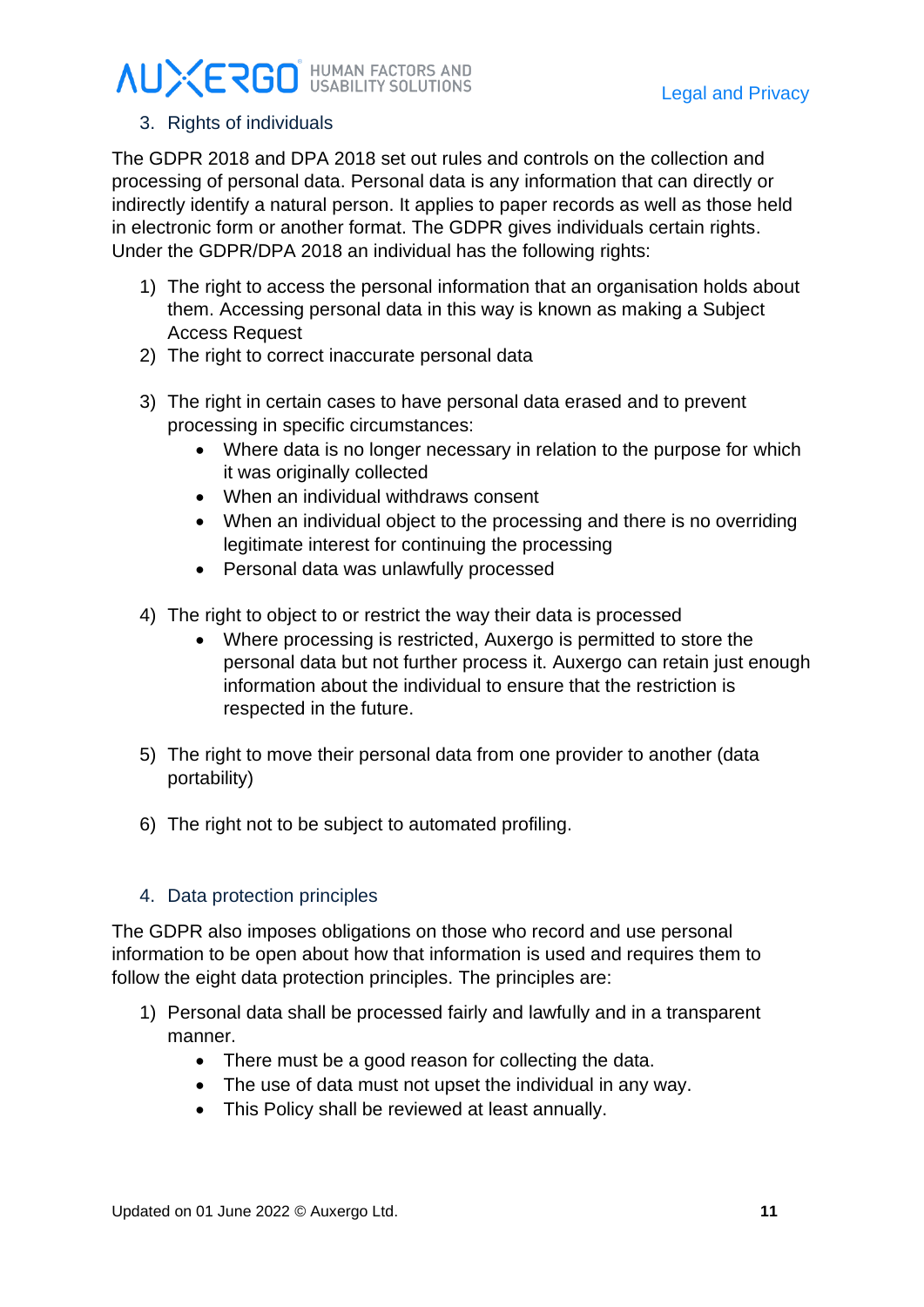## 3. Rights of individuals

The GDPR 2018 and DPA 2018 set out rules and controls on the collection and processing of personal data. Personal data is any information that can directly or indirectly identify a natural person. It applies to paper records as well as those held in electronic form or another format. The GDPR gives individuals certain rights. Under the GDPR/DPA 2018 an individual has the following rights:

1) The right to access the personal information that an organisation holds about them. Accessing personal data in this way is known as making a Subject Access Request
2) The right to correct inaccurate personal data
3) The right in certain cases to have personal data erased and to prevent processing in specific circumstances:
    - Where data is no longer necessary in relation to the purpose for which it was originally collected
    - When an individual withdraws consent
    - When an individual object to the processing and there is no overriding legitimate interest for continuing the processing
    - Personal data was unlawfully processed
4) The right to object to or restrict the way their data is processed
    - Where processing is restricted, Auxergo is permitted to store the personal data but not further process it. Auxergo can retain just enough information about the individual to ensure that the restriction is respected in the future.
5) The right to move their personal data from one provider to another (data portability)
6) The right not to be subject to automated profiling.

## 4. Data protection principles

The GDPR also imposes obligations on those who record and use personal information to be open about how that information is used and requires them to follow the eight data protection principles. The principles are:

1) Personal data shall be processed fairly and lawfully and in a transparent manner.
    - There must be a good reason for collecting the data.
    - The use of data must not upset the individual in any way.
    - This Policy shall be reviewed at least annually.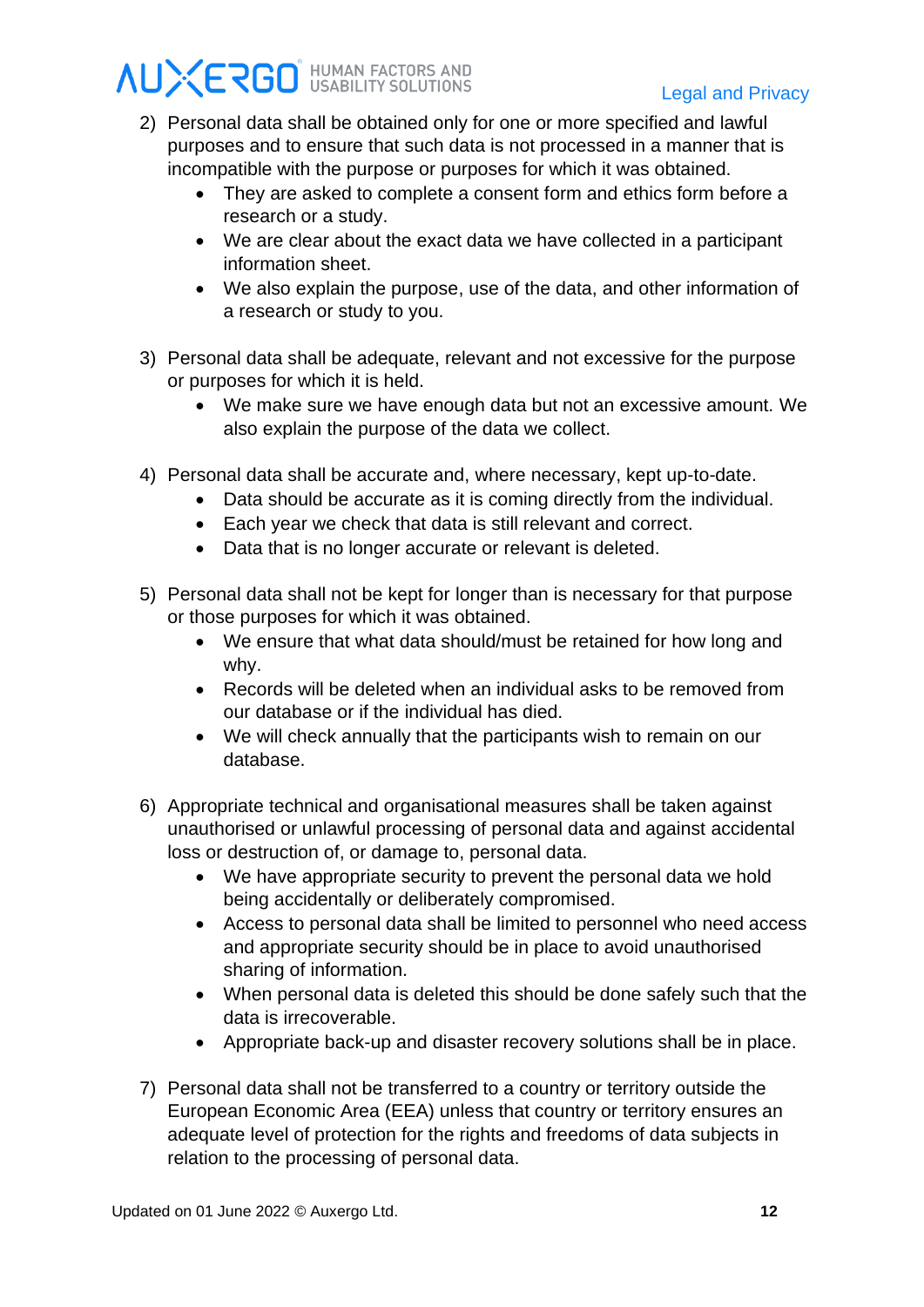2) Personal data shall be obtained only for one or more specified and lawful purposes and to ensure that such data is not processed in a manner that is incompatible with the purpose or purposes for which it was obtained.
    - They are asked to complete a consent form and ethics form before a research or a study.
    - We are clear about the exact data we have collected in a participant information sheet.
    - We also explain the purpose, use of the data, and other information of a research or study to you.

3) Personal data shall be adequate, relevant and not excessive for the purpose or purposes for which it is held.
    - We make sure we have enough data but not an excessive amount. We also explain the purpose of the data we collect.

4) Personal data shall be accurate and, where necessary, kept up-to-date.
    - Data should be accurate as it is coming directly from the individual.
    - Each year we check that data is still relevant and correct.
    - Data that is no longer accurate or relevant is deleted.

5) Personal data shall not be kept for longer than is necessary for that purpose or those purposes for which it was obtained.
    - We ensure that what data should/must be retained for how long and why.
    - Records will be deleted when an individual asks to be removed from our database or if the individual has died.
    - We will check annually that the participants wish to remain on our database.

6) Appropriate technical and organisational measures shall be taken against unauthorised or unlawful processing of personal data and against accidental loss or destruction of, or damage to, personal data.
    - We have appropriate security to prevent the personal data we hold being accidentally or deliberately compromised.
    - Access to personal data shall be limited to personnel who need access and appropriate security should be in place to avoid unauthorised sharing of information.
    - When personal data is deleted this should be done safely such that the data is irrecoverable.
    - Appropriate back-up and disaster recovery solutions shall be in place.

7) Personal data shall not be transferred to a country or territory outside the European Economic Area (EEA) unless that country or territory ensures an adequate level of protection for the rights and freedoms of data subjects in relation to the processing of personal data.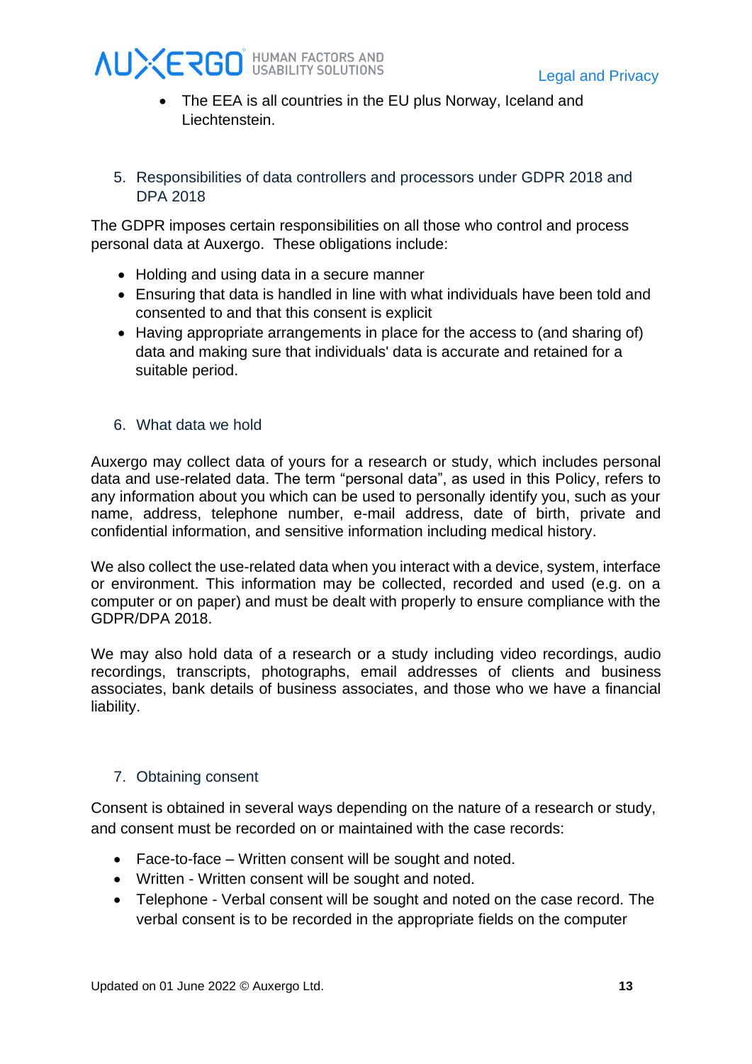- The EEA is all countries in the EU plus Norway, Iceland and Liechtenstein.

## 5. Responsibilities of data controllers and processors under GDPR 2018 and DPA 2018

The GDPR imposes certain responsibilities on all those who control and process personal data at Auxergo. These obligations include:

- Holding and using data in a secure manner
- Ensuring that data is handled in line with what individuals have been told and consented to and that this consent is explicit
- Having appropriate arrangements in place for the access to (and sharing of) data and making sure that individuals' data is accurate and retained for a suitable period.

## 6. What data we hold

Auxergo may collect data of yours for a research or study, which includes personal data and use-related data. The term "personal data", as used in this Policy, refers to any information about you which can be used to personally identify you, such as your name, address, telephone number, e-mail address, date of birth, private and confidential information, and sensitive information including medical history.

We also collect the use-related data when you interact with a device, system, interface or environment. This information may be collected, recorded and used (e.g. on a computer or on paper) and must be dealt with properly to ensure compliance with the GDPR/DPA 2018.

We may also hold data of a research or a study including video recordings, audio recordings, transcripts, photographs, email addresses of clients and business associates, bank details of business associates, and those who we have a financial liability.

## 7. Obtaining consent

Consent is obtained in several ways depending on the nature of a research or study, and consent must be recorded on or maintained with the case records:

- Face-to-face – Written consent will be sought and noted.
- Written - Written consent will be sought and noted.
- Telephone - Verbal consent will be sought and noted on the case record. The verbal consent is to be recorded in the appropriate fields on the computer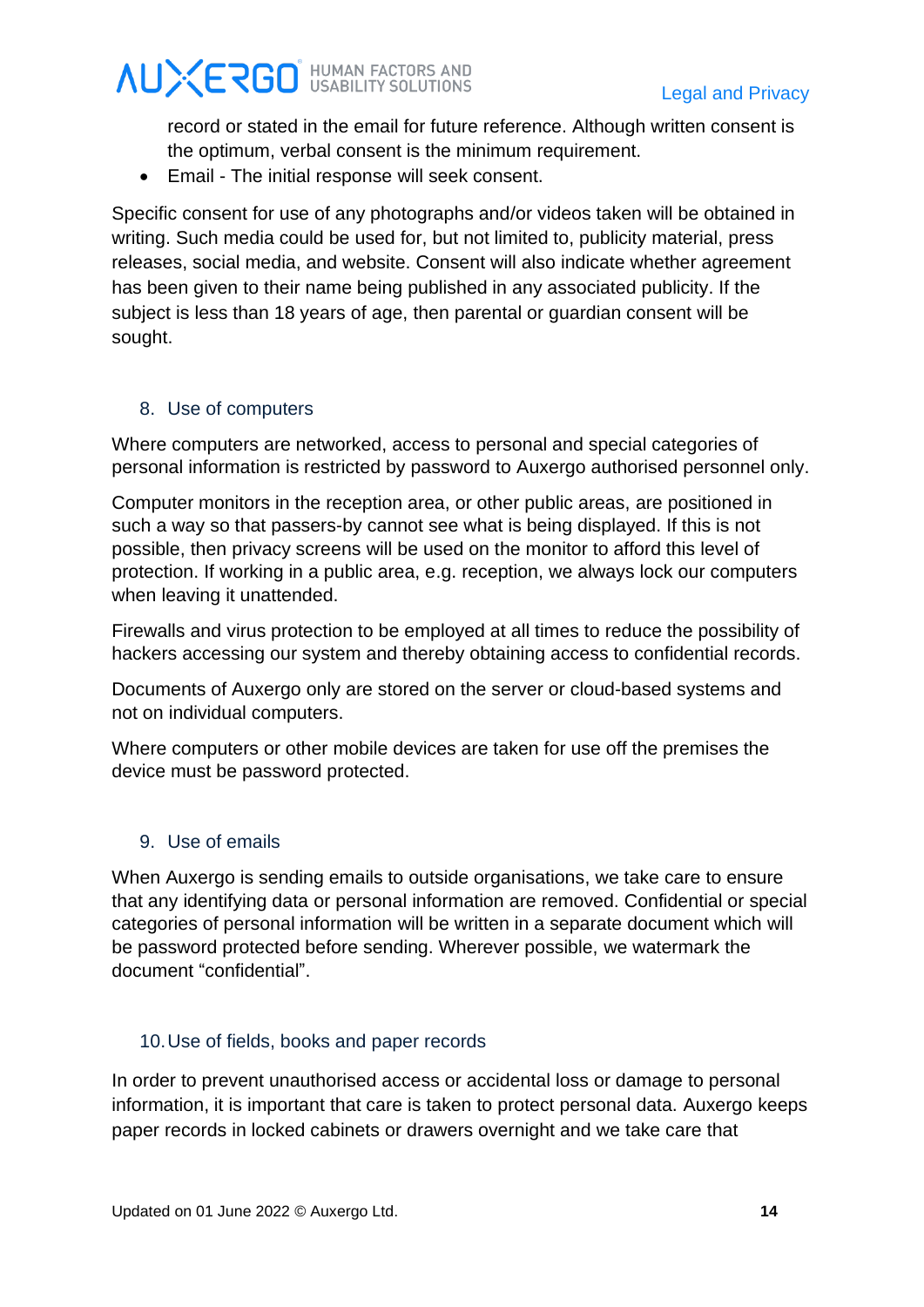record or stated in the email for future reference. Although written consent is the optimum, verbal consent is the minimum requirement.

- Email - The initial response will seek consent.

Specific consent for use of any photographs and/or videos taken will be obtained in writing. Such media could be used for, but not limited to, publicity material, press releases, social media, and website. Consent will also indicate whether agreement has been given to their name being published in any associated publicity. If the subject is less than 18 years of age, then parental or guardian consent will be sought.

## 8. Use of computers

Where computers are networked, access to personal and special categories of personal information is restricted by password to Auxergo authorised personnel only.

Computer monitors in the reception area, or other public areas, are positioned in such a way so that passers-by cannot see what is being displayed. If this is not possible, then privacy screens will be used on the monitor to afford this level of protection. If working in a public area, e.g. reception, we always lock our computers when leaving it unattended.

Firewalls and virus protection to be employed at all times to reduce the possibility of hackers accessing our system and thereby obtaining access to confidential records.

Documents of Auxergo only are stored on the server or cloud-based systems and not on individual computers.

Where computers or other mobile devices are taken for use off the premises the device must be password protected.

## 9. Use of emails

When Auxergo is sending emails to outside organisations, we take care to ensure that any identifying data or personal information are removed. Confidential or special categories of personal information will be written in a separate document which will be password protected before sending. Wherever possible, we watermark the document "confidential".

## 10. Use of fields, books and paper records

In order to prevent unauthorised access or accidental loss or damage to personal information, it is important that care is taken to protect personal data. Auxergo keeps paper records in locked cabinets or drawers overnight and we take care that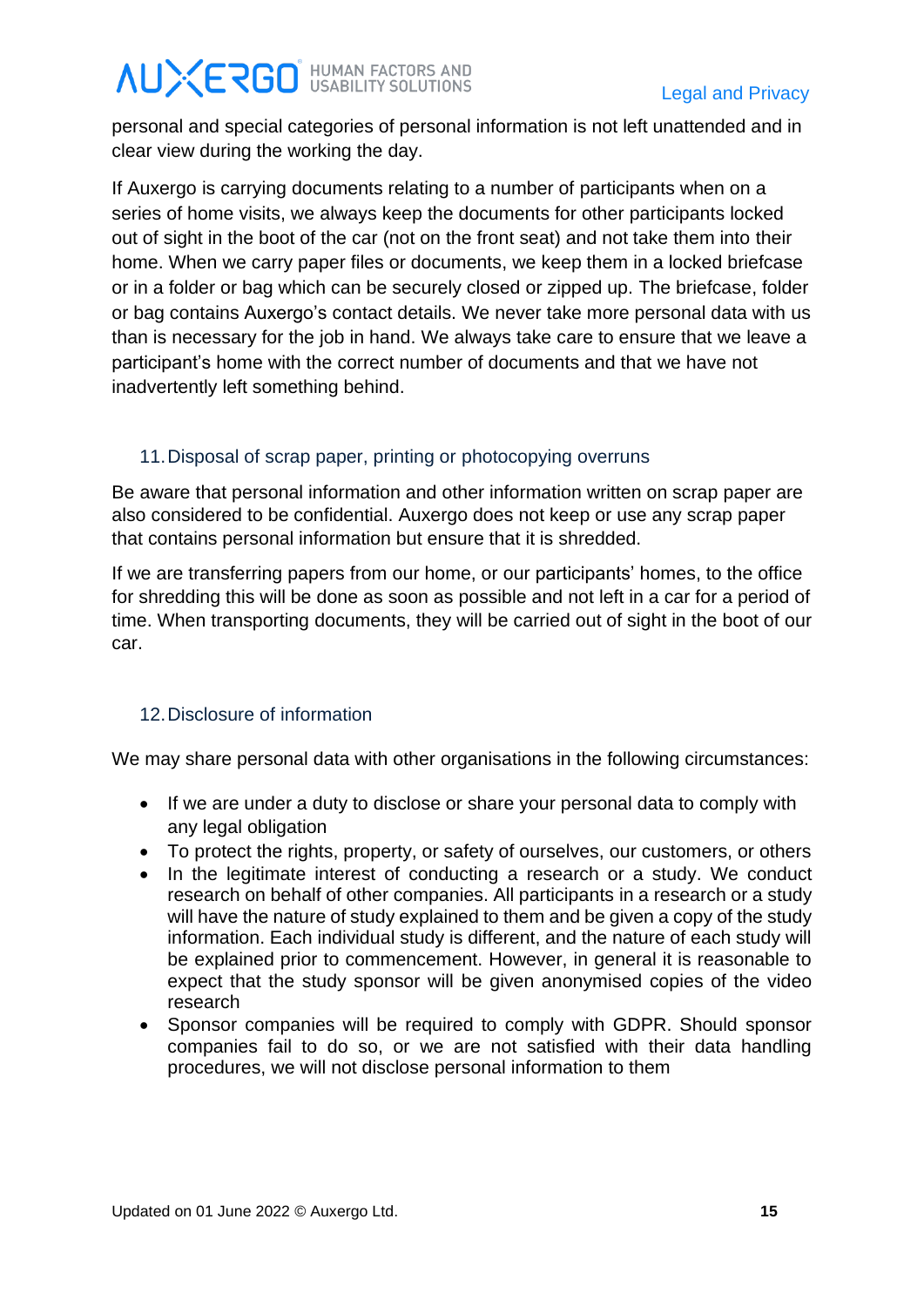personal and special categories of personal information is not left unattended and in clear view during the working the day.

If Auxergo is carrying documents relating to a number of participants when on a series of home visits, we always keep the documents for other participants locked out of sight in the boot of the car (not on the front seat) and not take them into their home. When we carry paper files or documents, we keep them in a locked briefcase or in a folder or bag which can be securely closed or zipped up. The briefcase, folder or bag contains Auxergo's contact details. We never take more personal data with us than is necessary for the job in hand. We always take care to ensure that we leave a participant's home with the correct number of documents and that we have not inadvertently left something behind.

## 11. Disposal of scrap paper, printing or photocopying overruns

Be aware that personal information and other information written on scrap paper are also considered to be confidential. Auxergo does not keep or use any scrap paper that contains personal information but ensure that it is shredded.

If we are transferring papers from our home, or our participants' homes, to the office for shredding this will be done as soon as possible and not left in a car for a period of time. When transporting documents, they will be carried out of sight in the boot of our car.

## 12. Disclosure of information

We may share personal data with other organisations in the following circumstances:

- If we are under a duty to disclose or share your personal data to comply with any legal obligation
- To protect the rights, property, or safety of ourselves, our customers, or others
- In the legitimate interest of conducting a research or a study. We conduct research on behalf of other companies. All participants in a research or a study will have the nature of study explained to them and be given a copy of the study information. Each individual study is different, and the nature of each study will be explained prior to commencement. However, in general it is reasonable to expect that the study sponsor will be given anonymised copies of the video research
- Sponsor companies will be required to comply with GDPR. Should sponsor companies fail to do so, or we are not satisfied with their data handling procedures, we will not disclose personal information to them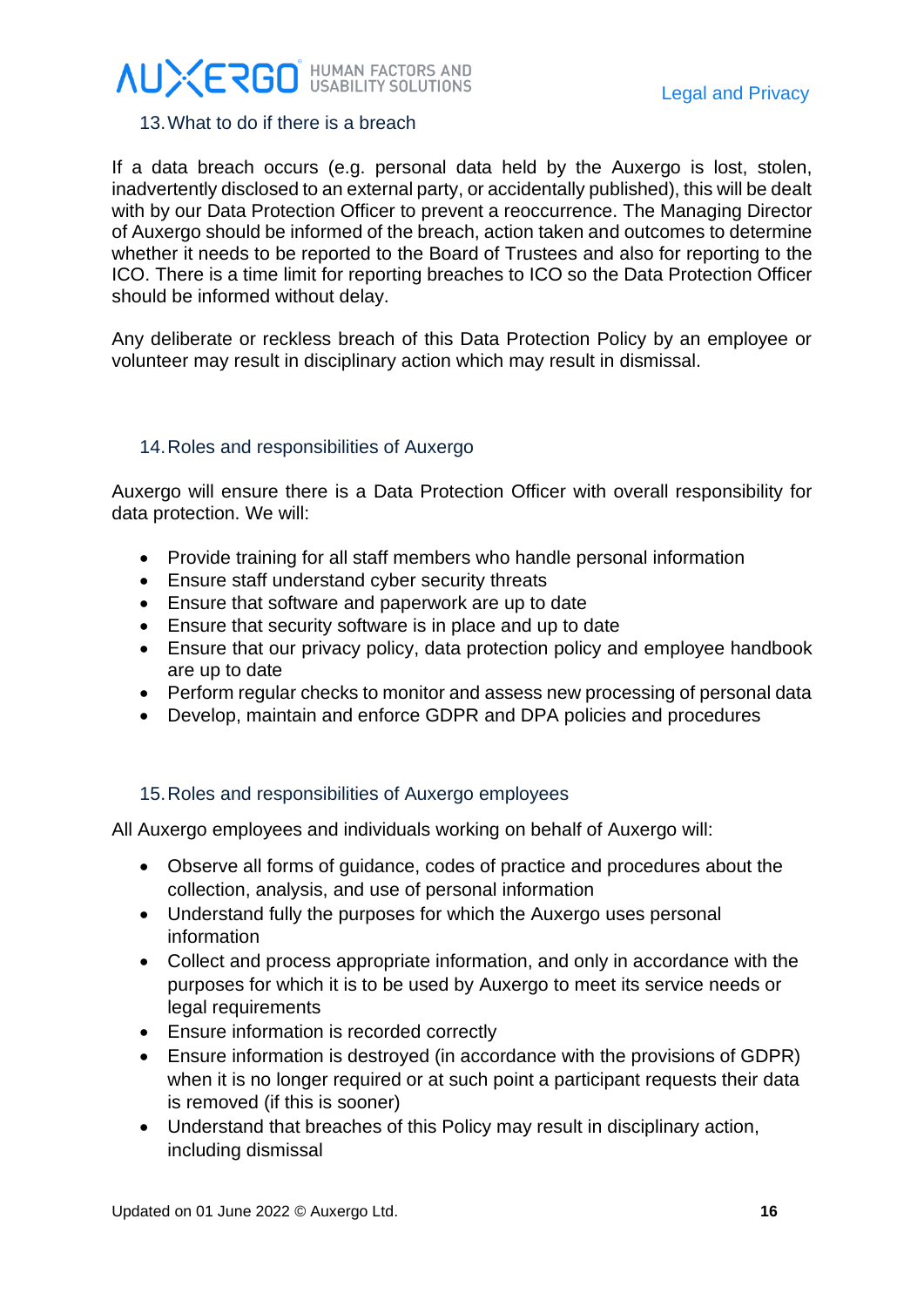## 13. What to do if there is a breach

If a data breach occurs (e.g. personal data held by the Auxergo is lost, stolen, inadvertently disclosed to an external party, or accidentally published), this will be dealt with by our Data Protection Officer to prevent a reoccurrence. The Managing Director of Auxergo should be informed of the breach, action taken and outcomes to determine whether it needs to be reported to the Board of Trustees and also for reporting to the ICO. There is a time limit for reporting breaches to ICO so the Data Protection Officer should be informed without delay.

Any deliberate or reckless breach of this Data Protection Policy by an employee or volunteer may result in disciplinary action which may result in dismissal.

## 14. Roles and responsibilities of Auxergo

Auxergo will ensure there is a Data Protection Officer with overall responsibility for data protection. We will:

- Provide training for all staff members who handle personal information
- Ensure staff understand cyber security threats
- Ensure that software and paperwork are up to date
- Ensure that security software is in place and up to date
- Ensure that our privacy policy, data protection policy and employee handbook are up to date
- Perform regular checks to monitor and assess new processing of personal data
- Develop, maintain and enforce GDPR and DPA policies and procedures

## 15. Roles and responsibilities of Auxergo employees

All Auxergo employees and individuals working on behalf of Auxergo will:

- Observe all forms of guidance, codes of practice and procedures about the collection, analysis, and use of personal information
- Understand fully the purposes for which the Auxergo uses personal information
- Collect and process appropriate information, and only in accordance with the purposes for which it is to be used by Auxergo to meet its service needs or legal requirements
- Ensure information is recorded correctly
- Ensure information is destroyed (in accordance with the provisions of GDPR) when it is no longer required or at such point a participant requests their data is removed (if this is sooner)
- Understand that breaches of this Policy may result in disciplinary action, including dismissal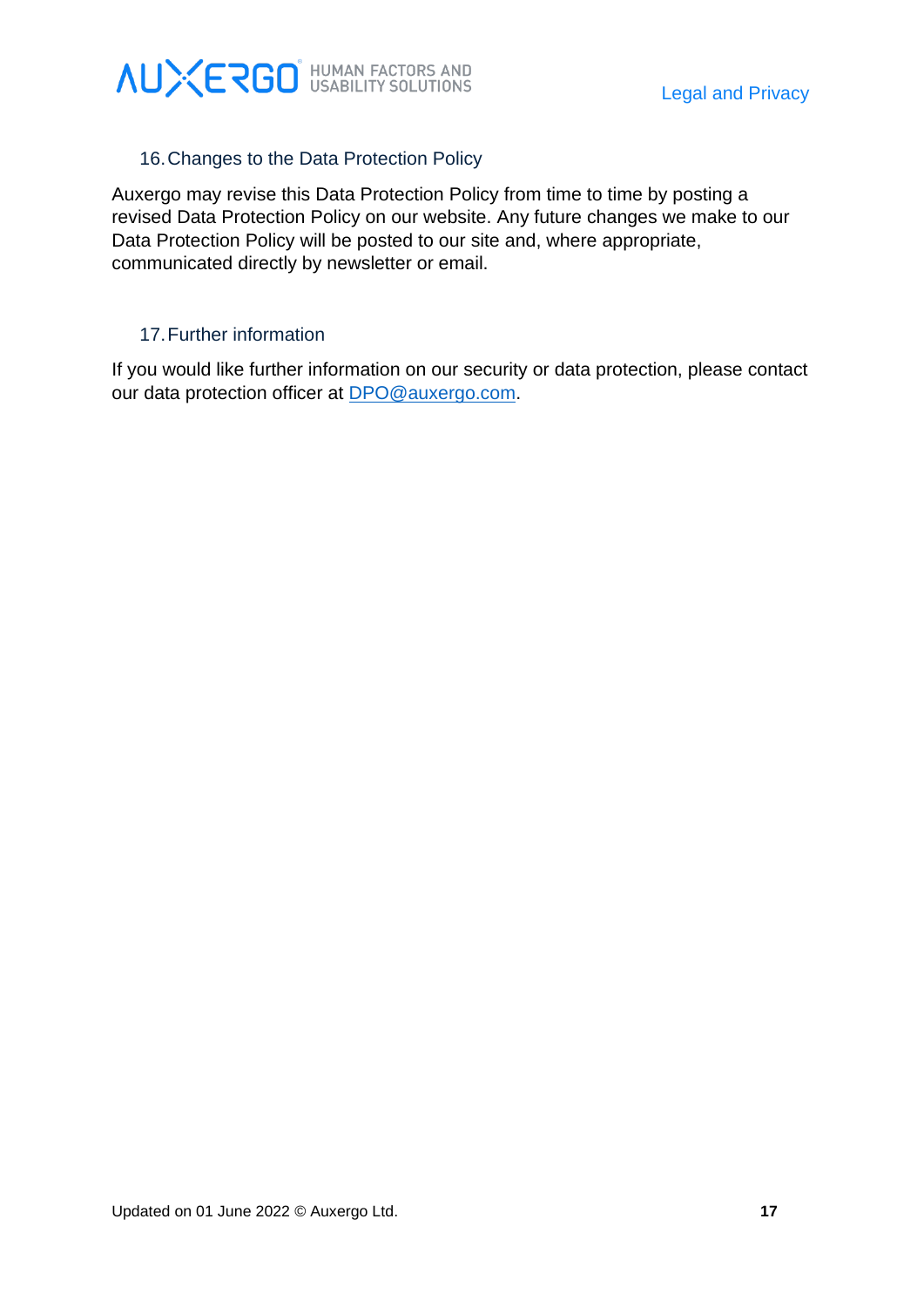## 16. Changes to the Data Protection Policy

Auxergo may revise this Data Protection Policy from time to time by posting a revised Data Protection Policy on our website. Any future changes we make to our Data Protection Policy will be posted to our site and, where appropriate, communicated directly by newsletter or email.

## 17. Further information

If you would like further information on our security or data protection, please contact our data protection officer at [DPO@auxergo.com](mailto:DPO@auxergo.com).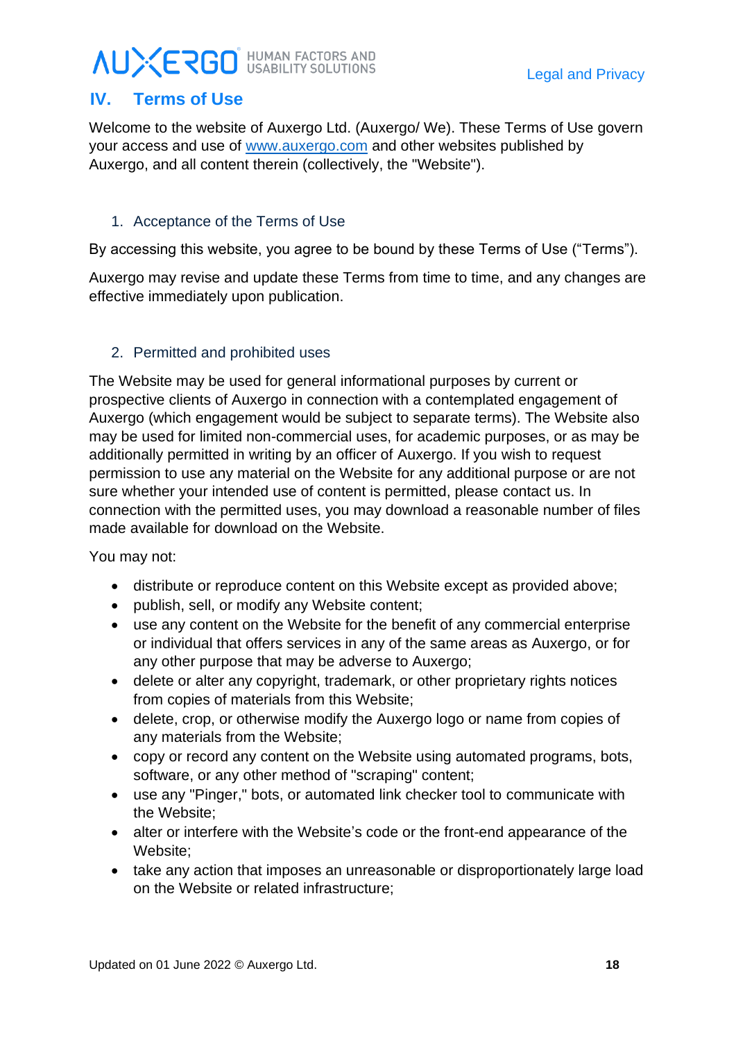## IV. Terms of Use

Welcome to the website of Auxergo Ltd. (Auxergo/ We). These Terms of Use govern your access and use of [www.auxergo.com](http://www.auxergo.com) and other websites published by Auxergo, and all content therein (collectively, the "Website").

### 1. Acceptance of the Terms of Use

By accessing this website, you agree to be bound by these Terms of Use ("Terms").

Auxergo may revise and update these Terms from time to time, and any changes are effective immediately upon publication.

### 2. Permitted and prohibited uses

The Website may be used for general informational purposes by current or prospective clients of Auxergo in connection with a contemplated engagement of Auxergo (which engagement would be subject to separate terms). The Website also may be used for limited non-commercial uses, for academic purposes, or as may be additionally permitted in writing by an officer of Auxergo. If you wish to request permission to use any material on the Website for any additional purpose or are not sure whether your intended use of content is permitted, please contact us. In connection with the permitted uses, you may download a reasonable number of files made available for download on the Website.

You may not:

- distribute or reproduce content on this Website except as provided above;
- publish, sell, or modify any Website content;
- use any content on the Website for the benefit of any commercial enterprise or individual that offers services in any of the same areas as Auxergo, or for any other purpose that may be adverse to Auxergo;
- delete or alter any copyright, trademark, or other proprietary rights notices from copies of materials from this Website;
- delete, crop, or otherwise modify the Auxergo logo or name from copies of any materials from the Website;
- copy or record any content on the Website using automated programs, bots, software, or any other method of "scraping" content;
- use any "Pinger," bots, or automated link checker tool to communicate with the Website;
- alter or interfere with the Website's code or the front-end appearance of the Website;
- take any action that imposes an unreasonable or disproportionately large load on the Website or related infrastructure;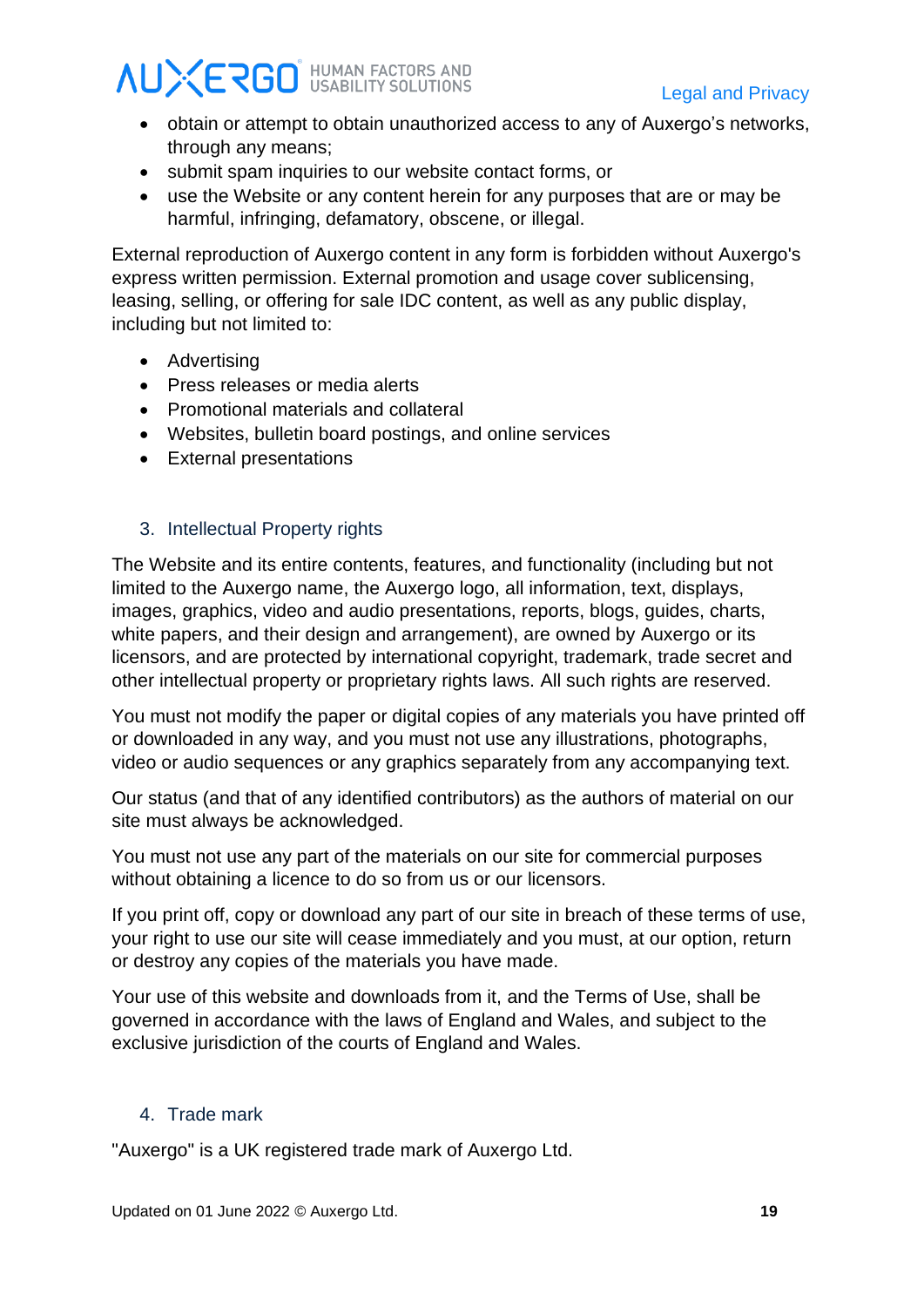- obtain or attempt to obtain unauthorized access to any of Auxergo's networks, through any means;
- submit spam inquiries to our website contact forms, or
- use the Website or any content herein for any purposes that are or may be harmful, infringing, defamatory, obscene, or illegal.

External reproduction of Auxergo content in any form is forbidden without Auxergo's express written permission. External promotion and usage cover sublicensing, leasing, selling, or offering for sale IDC content, as well as any public display, including but not limited to:

- Advertising
- Press releases or media alerts
- Promotional materials and collateral
- Websites, bulletin board postings, and online services
- External presentations

## 3. Intellectual Property rights

The Website and its entire contents, features, and functionality (including but not limited to the Auxergo name, the Auxergo logo, all information, text, displays, images, graphics, video and audio presentations, reports, blogs, guides, charts, white papers, and their design and arrangement), are owned by Auxergo or its licensors, and are protected by international copyright, trademark, trade secret and other intellectual property or proprietary rights laws. All such rights are reserved.

You must not modify the paper or digital copies of any materials you have printed off or downloaded in any way, and you must not use any illustrations, photographs, video or audio sequences or any graphics separately from any accompanying text.

Our status (and that of any identified contributors) as the authors of material on our site must always be acknowledged.

You must not use any part of the materials on our site for commercial purposes without obtaining a licence to do so from us or our licensors.

If you print off, copy or download any part of our site in breach of these terms of use, your right to use our site will cease immediately and you must, at our option, return or destroy any copies of the materials you have made.

Your use of this website and downloads from it, and the Terms of Use, shall be governed in accordance with the laws of England and Wales, and subject to the exclusive jurisdiction of the courts of England and Wales.

## 4. Trade mark

"Auxergo" is a UK registered trade mark of Auxergo Ltd.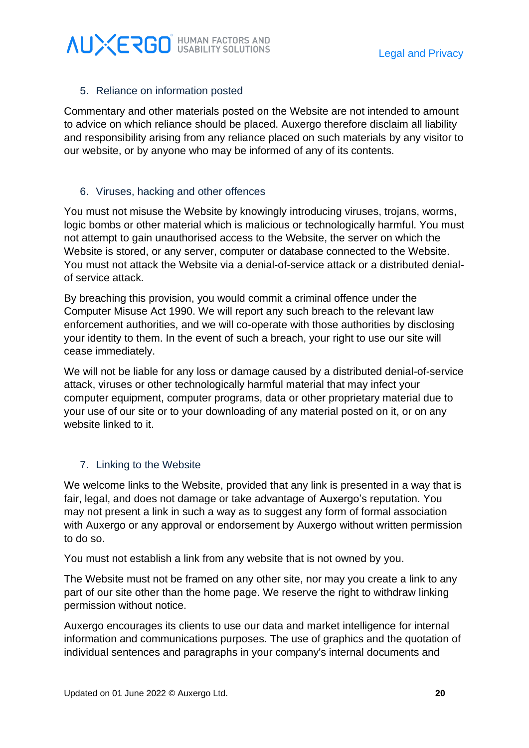## 5. Reliance on information posted

Commentary and other materials posted on the Website are not intended to amount to advice on which reliance should be placed. Auxergo therefore disclaim all liability and responsibility arising from any reliance placed on such materials by any visitor to our website, or by anyone who may be informed of any of its contents.

## 6. Viruses, hacking and other offences

You must not misuse the Website by knowingly introducing viruses, trojans, worms, logic bombs or other material which is malicious or technologically harmful. You must not attempt to gain unauthorised access to the Website, the server on which the Website is stored, or any server, computer or database connected to the Website. You must not attack the Website via a denial-of-service attack or a distributed denial-of service attack.

By breaching this provision, you would commit a criminal offence under the Computer Misuse Act 1990. We will report any such breach to the relevant law enforcement authorities, and we will co-operate with those authorities by disclosing your identity to them. In the event of such a breach, your right to use our site will cease immediately.

We will not be liable for any loss or damage caused by a distributed denial-of-service attack, viruses or other technologically harmful material that may infect your computer equipment, computer programs, data or other proprietary material due to your use of our site or to your downloading of any material posted on it, or on any website linked to it.

## 7. Linking to the Website

We welcome links to the Website, provided that any link is presented in a way that is fair, legal, and does not damage or take advantage of Auxergo's reputation. You may not present a link in such a way as to suggest any form of formal association with Auxergo or any approval or endorsement by Auxergo without written permission to do so.

You must not establish a link from any website that is not owned by you.

The Website must not be framed on any other site, nor may you create a link to any part of our site other than the home page. We reserve the right to withdraw linking permission without notice.

Auxergo encourages its clients to use our data and market intelligence for internal information and communications purposes. The use of graphics and the quotation of individual sentences and paragraphs in your company's internal documents and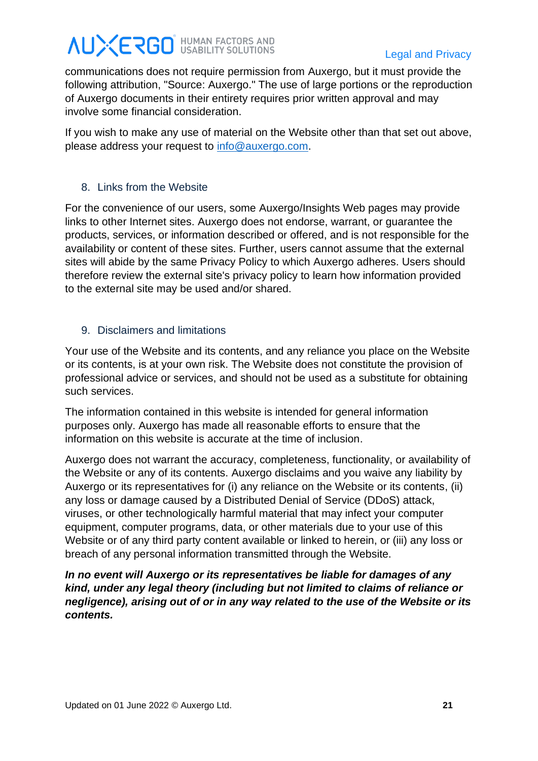communications does not require permission from Auxergo, but it must provide the following attribution, "Source: Auxergo." The use of large portions or the reproduction of Auxergo documents in their entirety requires prior written approval and may involve some financial consideration.

If you wish to make any use of material on the Website other than that set out above, please address your request to info@auxergo.com.

## 8. Links from the Website

For the convenience of our users, some Auxergo/Insights Web pages may provide links to other Internet sites. Auxergo does not endorse, warrant, or guarantee the products, services, or information described or offered, and is not responsible for the availability or content of these sites. Further, users cannot assume that the external sites will abide by the same Privacy Policy to which Auxergo adheres. Users should therefore review the external site's privacy policy to learn how information provided to the external site may be used and/or shared.

## 9. Disclaimers and limitations

Your use of the Website and its contents, and any reliance you place on the Website or its contents, is at your own risk. The Website does not constitute the provision of professional advice or services, and should not be used as a substitute for obtaining such services.

The information contained in this website is intended for general information purposes only. Auxergo has made all reasonable efforts to ensure that the information on this website is accurate at the time of inclusion.

Auxergo does not warrant the accuracy, completeness, functionality, or availability of the Website or any of its contents. Auxergo disclaims and you waive any liability by Auxergo or its representatives for (i) any reliance on the Website or its contents, (ii) any loss or damage caused by a Distributed Denial of Service (DDoS) attack, viruses, or other technologically harmful material that may infect your computer equipment, computer programs, data, or other materials due to your use of this Website or of any third party content available or linked to herein, or (iii) any loss or breach of any personal information transmitted through the Website.

***In no event will Auxergo or its representatives be liable for damages of any kind, under any legal theory (including but not limited to claims of reliance or negligence), arising out of or in any way related to the use of the Website or its contents.***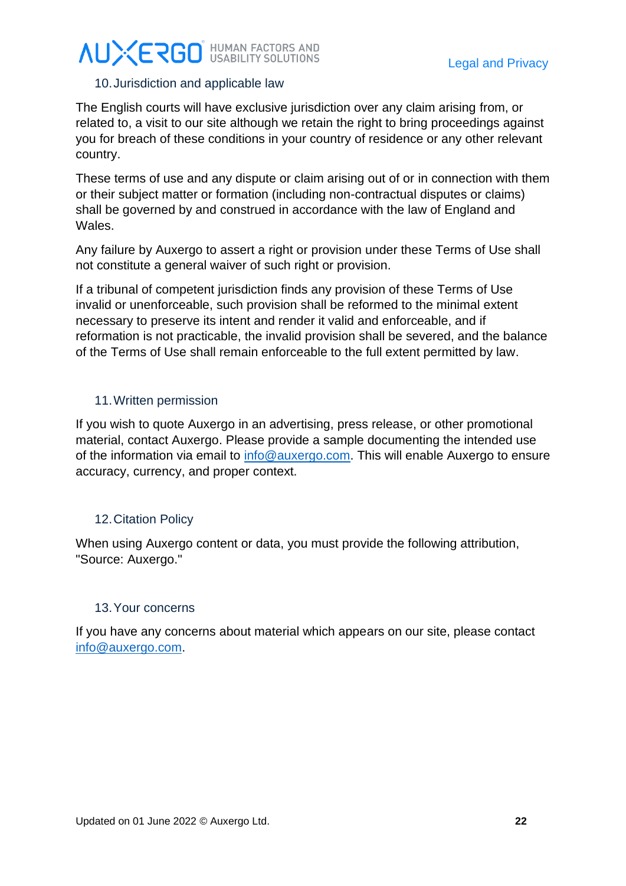## 10. Jurisdiction and applicable law

The English courts will have exclusive jurisdiction over any claim arising from, or related to, a visit to our site although we retain the right to bring proceedings against you for breach of these conditions in your country of residence or any other relevant country.

These terms of use and any dispute or claim arising out of or in connection with them or their subject matter or formation (including non-contractual disputes or claims) shall be governed by and construed in accordance with the law of England and Wales.

Any failure by Auxergo to assert a right or provision under these Terms of Use shall not constitute a general waiver of such right or provision.

If a tribunal of competent jurisdiction finds any provision of these Terms of Use invalid or unenforceable, such provision shall be reformed to the minimal extent necessary to preserve its intent and render it valid and enforceable, and if reformation is not practicable, the invalid provision shall be severed, and the balance of the Terms of Use shall remain enforceable to the full extent permitted by law.

## 11. Written permission

If you wish to quote Auxergo in an advertising, press release, or other promotional material, contact Auxergo. Please provide a sample documenting the intended use of the information via email to info@auxergo.com. This will enable Auxergo to ensure accuracy, currency, and proper context.

## 12. Citation Policy

When using Auxergo content or data, you must provide the following attribution, "Source: Auxergo."

## 13. Your concerns

If you have any concerns about material which appears on our site, please contact info@auxergo.com.

Updated on 01 June 2022 © Auxergo Ltd.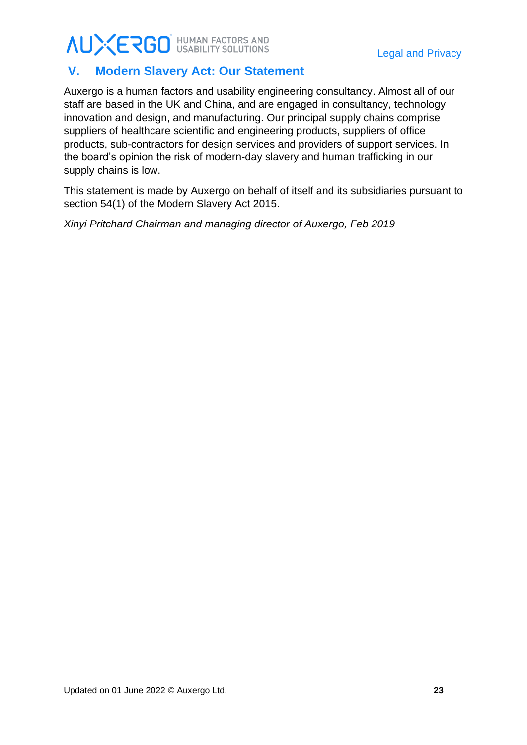## V. Modern Slavery Act: Our Statement

Auxergo is a human factors and usability engineering consultancy. Almost all of our staff are based in the UK and China, and are engaged in consultancy, technology innovation and design, and manufacturing. Our principal supply chains comprise suppliers of healthcare scientific and engineering products, suppliers of office products, sub-contractors for design services and providers of support services. In the board's opinion the risk of modern-day slavery and human trafficking in our supply chains is low.

This statement is made by Auxergo on behalf of itself and its subsidiaries pursuant to section 54(1) of the Modern Slavery Act 2015.

*Xinyi Pritchard Chairman and managing director of Auxergo, Feb 2019*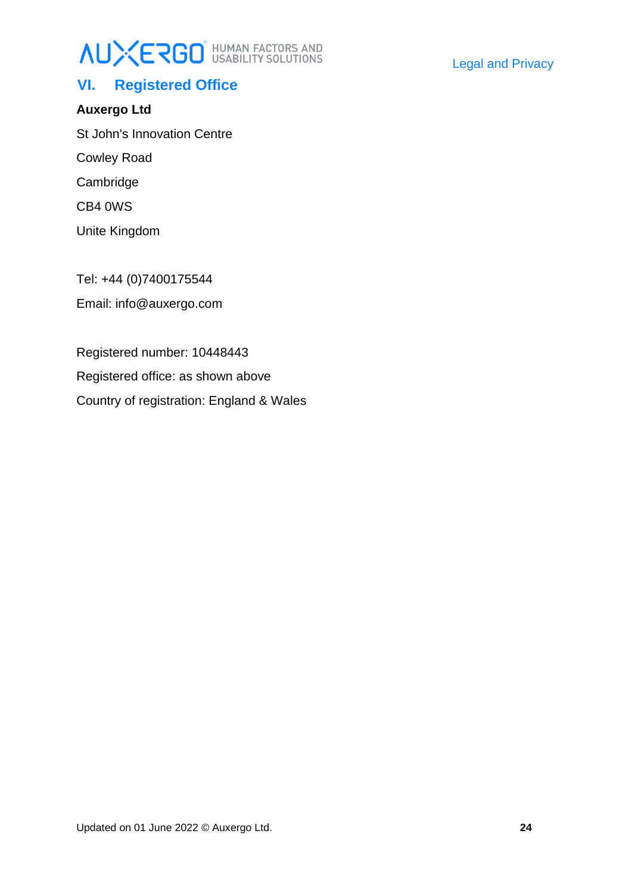## VI. Registered Office

**Auxergo Ltd**

St John's Innovation Centre

Cowley Road

Cambridge

CB4 0WS

Unite Kingdom

Tel: +44 (0)7400175544

Email: info@auxergo.com

Registered number: 10448443

Registered office: as shown above

Country of registration: England & Wales